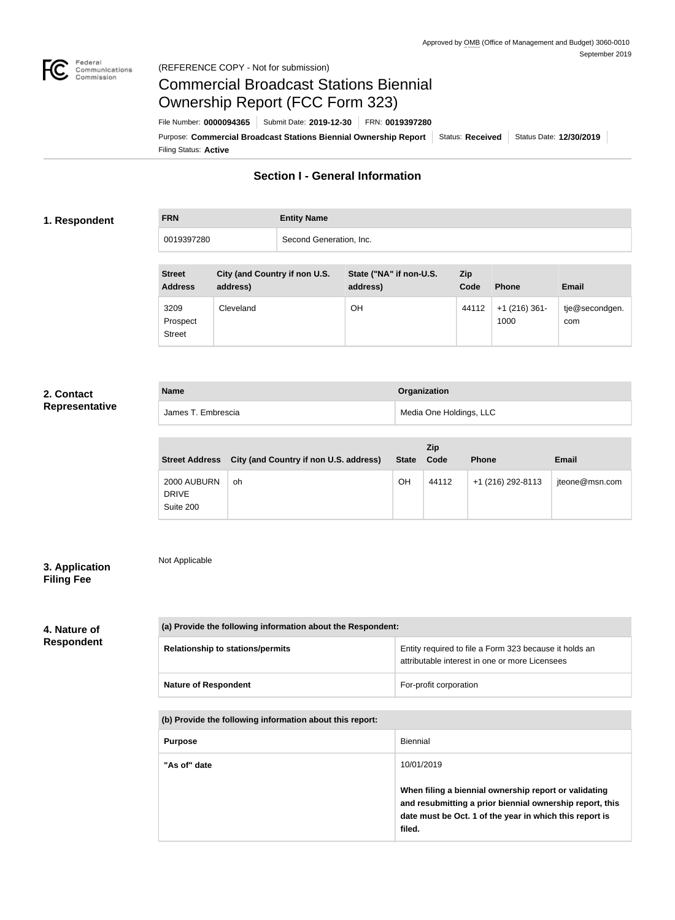Approved by OMB (Office of Management and Budget) 3060-0010
September 2019

(REFERENCE COPY - Not for submission)

# Commercial Broadcast Stations Biennial Ownership Report (FCC Form 323)

File Number: **0000094365** | Submit Date: **2019-12-30** | FRN: **0019397280**

Purpose: **Commercial Broadcast Stations Biennial Ownership Report** | Status: **Received** | Status Date: **12/30/2019**

Filing Status: **Active**

## Section I - General Information

### 1. Respondent

| FRN | Entity Name |
|---|---|
| 0019397280 | Second Generation, Inc. |

| Street Address | City (and Country if non U.S. address) | State ("NA" if non-U.S. address) | Zip Code | Phone | Email |
|---|---|---|---|---|---|
| 3209 Prospect Street | Cleveland | OH | 44112 | +1 (216) 361-1000 | tje@secondgen.com |

### 2. Contact Representative

| Name | Organization |
|---|---|
| James T. Embrescia | Media One Holdings, LLC |

| Street Address | City (and Country if non U.S. address) | State | Zip Code | Phone | Email |
|---|---|---|---|---|---|
| 2000 AUBURN DRIVE Suite 200 | oh | OH | 44112 | +1 (216) 292-8113 | jteone@msn.com |

### 3. Application Filing Fee

Not Applicable

### 4. Nature of Respondent

| (a) Provide the following information about the Respondent: | |
|---|---|
| **Relationship to stations/permits** | Entity required to file a Form 323 because it holds an attributable interest in one or more Licensees |
| **Nature of Respondent** | For-profit corporation |

| (b) Provide the following information about this report: | |
|---|---|
| **Purpose** | Biennial |
| **"As of" date** | 10/01/2019<br><br>**When filing a biennial ownership report or validating and resubmitting a prior biennial ownership report, this date must be Oct. 1 of the year in which this report is filed.** |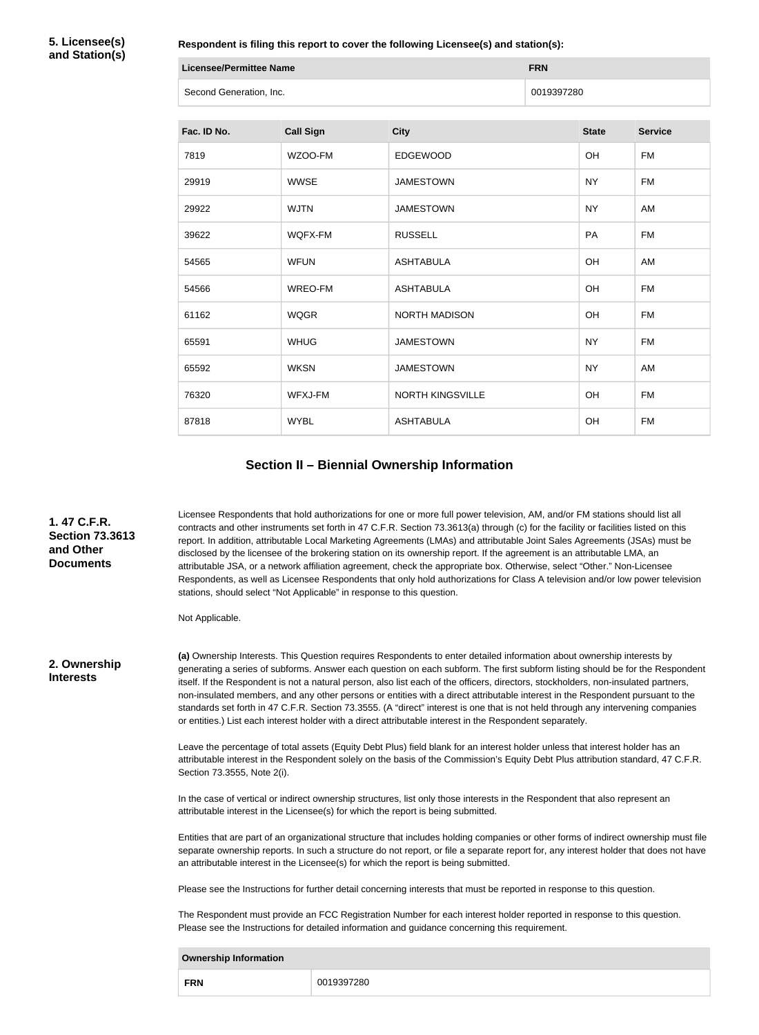### 5. Licensee(s) and Station(s)

**Respondent is filing this report to cover the following Licensee(s) and station(s):**

| Licensee/Permittee Name | FRN |
| --- | --- |
| Second Generation, Inc. | 0019397280 |

| Fac. ID No. | Call Sign | City | State | Service |
| --- | --- | --- | --- | --- |
| 7819 | WZOO-FM | EDGEWOOD | OH | FM |
| 29919 | WWSE | JAMESTOWN | NY | FM |
| 29922 | WJTN | JAMESTOWN | NY | AM |
| 39622 | WQFX-FM | RUSSELL | PA | FM |
| 54565 | WFUN | ASHTABULA | OH | AM |
| 54566 | WREO-FM | ASHTABULA | OH | FM |
| 61162 | WQGR | NORTH MADISON | OH | FM |
| 65591 | WHUG | JAMESTOWN | NY | FM |
| 65592 | WKSN | JAMESTOWN | NY | AM |
| 76320 | WFXJ-FM | NORTH KINGSVILLE | OH | FM |
| 87818 | WYBL | ASHTABULA | OH | FM |

## Section II – Biennial Ownership Information

### 1. 47 C.F.R. Section 73.3613 and Other Documents

Licensee Respondents that hold authorizations for one or more full power television, AM, and/or FM stations should list all contracts and other instruments set forth in 47 C.F.R. Section 73.3613(a) through (c) for the facility or facilities listed on this report. In addition, attributable Local Marketing Agreements (LMAs) and attributable Joint Sales Agreements (JSAs) must be disclosed by the licensee of the brokering station on its ownership report. If the agreement is an attributable LMA, an attributable JSA, or a network affiliation agreement, check the appropriate box. Otherwise, select "Other." Non-Licensee Respondents, as well as Licensee Respondents that only hold authorizations for Class A television and/or low power television stations, should select "Not Applicable" in response to this question.

Not Applicable.

### 2. Ownership Interests

**(a)** Ownership Interests. This Question requires Respondents to enter detailed information about ownership interests by generating a series of subforms. Answer each question on each subform. The first subform listing should be for the Respondent itself. If the Respondent is not a natural person, also list each of the officers, directors, stockholders, non-insulated partners, non-insulated members, and any other persons or entities with a direct attributable interest in the Respondent pursuant to the standards set forth in 47 C.F.R. Section 73.3555. (A "direct" interest is one that is not held through any intervening companies or entities.) List each interest holder with a direct attributable interest in the Respondent separately.

Leave the percentage of total assets (Equity Debt Plus) field blank for an interest holder unless that interest holder has an attributable interest in the Respondent solely on the basis of the Commission's Equity Debt Plus attribution standard, 47 C.F.R. Section 73.3555, Note 2(i).

In the case of vertical or indirect ownership structures, list only those interests in the Respondent that also represent an attributable interest in the Licensee(s) for which the report is being submitted.

Entities that are part of an organizational structure that includes holding companies or other forms of indirect ownership must file separate ownership reports. In such a structure do not report, or file a separate report for, any interest holder that does not have an attributable interest in the Licensee(s) for which the report is being submitted.

Please see the Instructions for further detail concerning interests that must be reported in response to this question.

The Respondent must provide an FCC Registration Number for each interest holder reported in response to this question. Please see the Instructions for detailed information and guidance concerning this requirement.

| Ownership Information | |
| --- | --- |
| **FRN** | 0019397280 |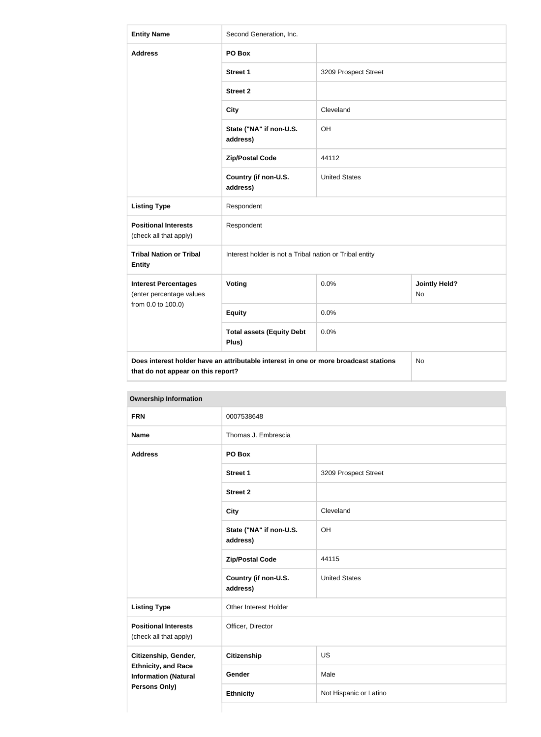| Entity Name | Second Generation, Inc. | | |
|---|---|---|---|
| Address | PO Box | | |
| | Street 1 | 3209 Prospect Street | |
| | Street 2 | | |
| | City | Cleveland | |
| | State ("NA" if non-U.S. address) | OH | |
| | Zip/Postal Code | 44112 | |
| | Country (if non-U.S. address) | United States | |
| Listing Type | Respondent | | |
| Positional Interests (check all that apply) | Respondent | | |
| Tribal Nation or Tribal Entity | Interest holder is not a Tribal nation or Tribal entity | | |
| Interest Percentages (enter percentage values from 0.0 to 100.0) | Voting | 0.0% | Jointly Held? No |
| | Equity | 0.0% | |
| | Total assets (Equity Debt Plus) | 0.0% | |
| Does interest holder have an attributable interest in one or more broadcast stations that do not appear on this report? | | | No |

| Ownership Information | | |
|---|---|---|
| FRN | 0007538648 | |
| Name | Thomas J. Embrescia | |
| Address | PO Box | |
| | Street 1 | 3209 Prospect Street |
| | Street 2 | |
| | City | Cleveland |
| | State ("NA" if non-U.S. address) | OH |
| | Zip/Postal Code | 44115 |
| | Country (if non-U.S. address) | United States |
| Listing Type | Other Interest Holder | |
| Positional Interests (check all that apply) | Officer, Director | |
| Citizenship, Gender, Ethnicity, and Race Information (Natural Persons Only) | Citizenship | US |
| | Gender | Male |
| | Ethnicity | Not Hispanic or Latino |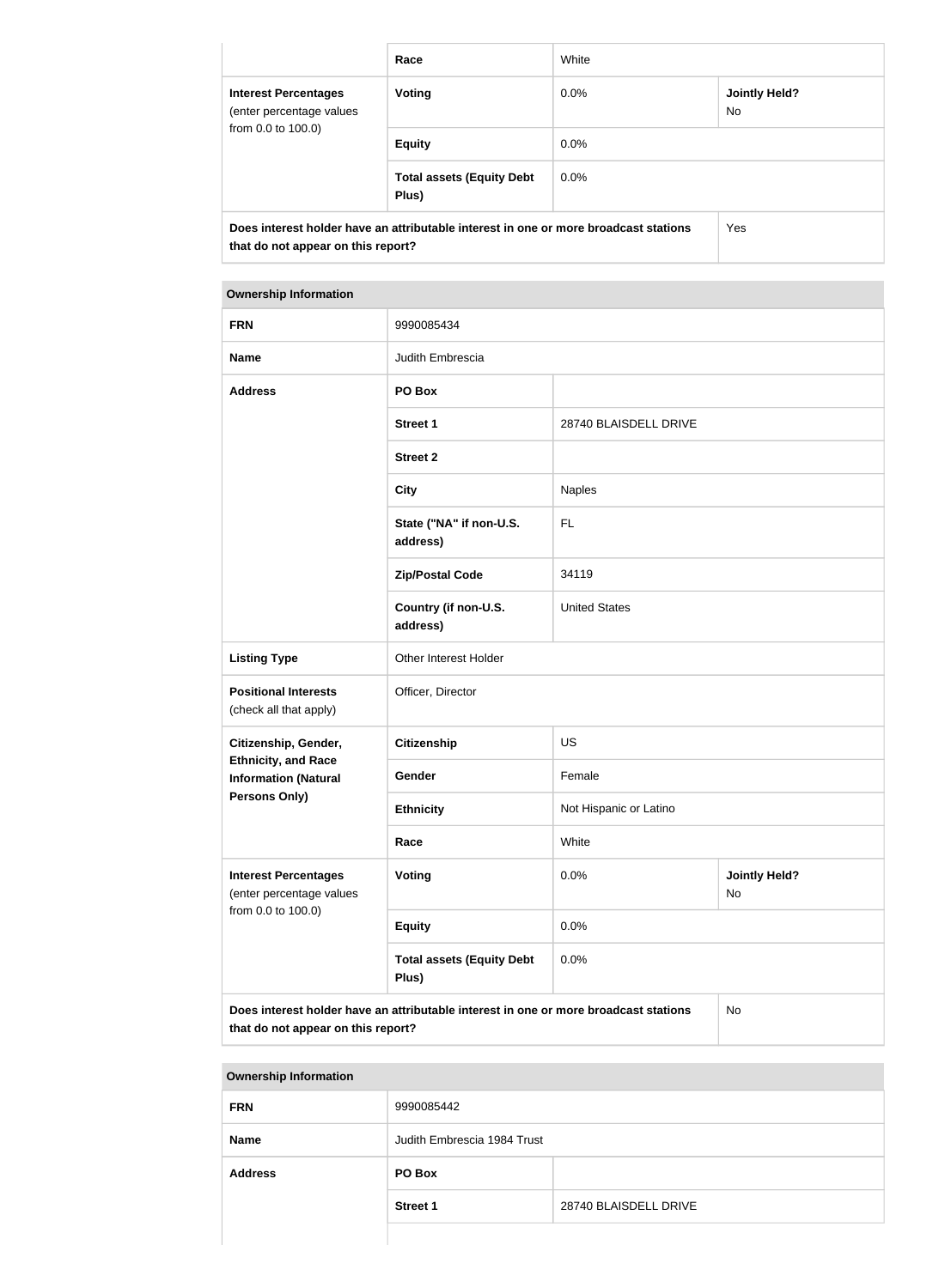| | Race | White | |
|---|---|---|---|
| **Interest Percentages** (enter percentage values from 0.0 to 100.0) | **Voting** | 0.0% | **Jointly Held?** No |
| | **Equity** | 0.0% | |
| | **Total assets (Equity Debt Plus)** | 0.0% | |
| **Does interest holder have an attributable interest in one or more broadcast stations that do not appear on this report?** | | | Yes |

| **Ownership Information** | | | |
|---|---|---|---|
| **FRN** | 9990085434 | | |
| **Name** | Judith Embrescia | | |
| **Address** | **PO Box** | | |
| | **Street 1** | 28740 BLAISDELL DRIVE | |
| | **Street 2** | | |
| | **City** | Naples | |
| | **State ("NA" if non-U.S. address)** | FL | |
| | **Zip/Postal Code** | 34119 | |
| | **Country (if non-U.S. address)** | United States | |
| **Listing Type** | Other Interest Holder | | |
| **Positional Interests** (check all that apply) | Officer, Director | | |
| **Citizenship, Gender, Ethnicity, and Race Information (Natural Persons Only)** | **Citizenship** | US | |
| | **Gender** | Female | |
| | **Ethnicity** | Not Hispanic or Latino | |
| | **Race** | White | |
| **Interest Percentages** (enter percentage values from 0.0 to 100.0) | **Voting** | 0.0% | **Jointly Held?** No |
| | **Equity** | 0.0% | |
| | **Total assets (Equity Debt Plus)** | 0.0% | |
| **Does interest holder have an attributable interest in one or more broadcast stations that do not appear on this report?** | | | No |

| **Ownership Information** | | |
|---|---|---|
| **FRN** | 9990085442 | |
| **Name** | Judith Embrescia 1984 Trust | |
| **Address** | **PO Box** | |
| | **Street 1** | 28740 BLAISDELL DRIVE |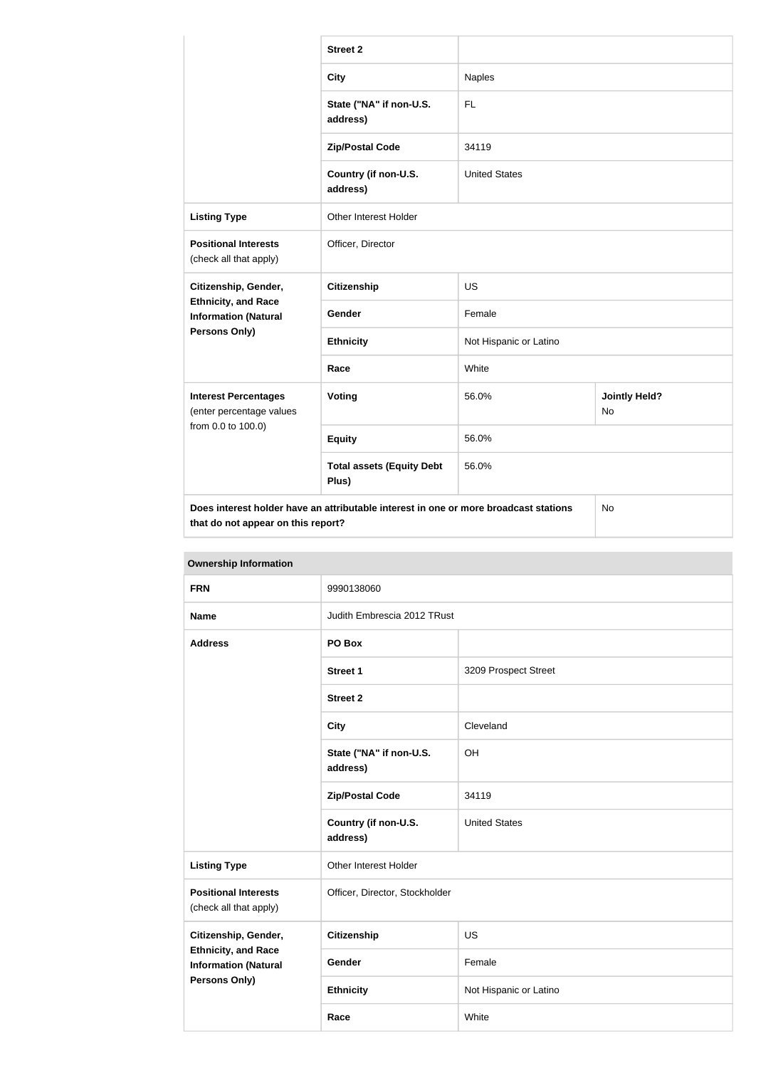| | Street 2 | | |
|---|---|---|---|
| | City | Naples | |
| | State ("NA" if non-U.S. address) | FL | |
| | Zip/Postal Code | 34119 | |
| | Country (if non-U.S. address) | United States | |
| **Listing Type** | Other Interest Holder | | |
| **Positional Interests** (check all that apply) | Officer, Director | | |
| **Citizenship, Gender, Ethnicity, and Race Information (Natural Persons Only)** | **Citizenship** | US | |
| | **Gender** | Female | |
| | **Ethnicity** | Not Hispanic or Latino | |
| | **Race** | White | |
| **Interest Percentages** (enter percentage values from 0.0 to 100.0) | **Voting** | 56.0% | **Jointly Held?** No |
| | **Equity** | 56.0% | |
| | **Total assets (Equity Debt Plus)** | 56.0% | |
| **Does interest holder have an attributable interest in one or more broadcast stations that do not appear on this report?** | | | No |

| **Ownership Information** | | |
|---|---|---|
| **FRN** | 9990138060 | |
| **Name** | Judith Embrescia 2012 TRust | |
| **Address** | **PO Box** | |
| | **Street 1** | 3209 Prospect Street |
| | **Street 2** | |
| | **City** | Cleveland |
| | **State ("NA" if non-U.S. address)** | OH |
| | **Zip/Postal Code** | 34119 |
| | **Country (if non-U.S. address)** | United States |
| **Listing Type** | Other Interest Holder | |
| **Positional Interests** (check all that apply) | Officer, Director, Stockholder | |
| **Citizenship, Gender, Ethnicity, and Race Information (Natural Persons Only)** | **Citizenship** | US |
| | **Gender** | Female |
| | **Ethnicity** | Not Hispanic or Latino |
| | **Race** | White |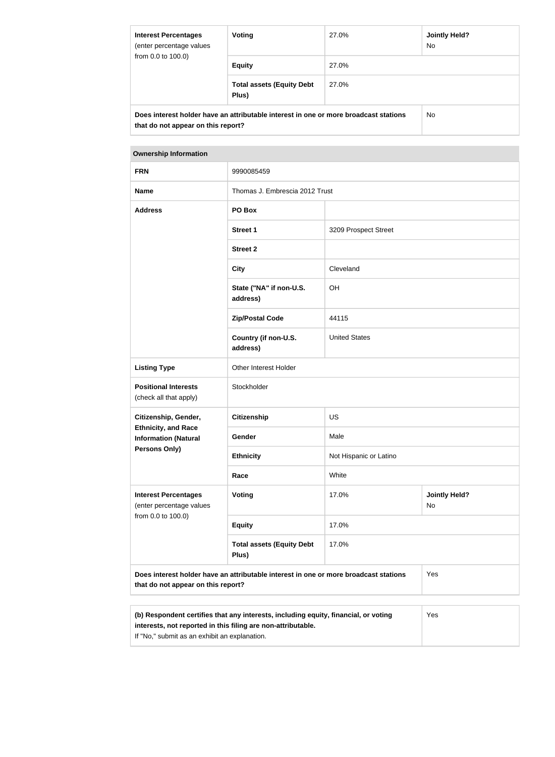| **Interest Percentages** (enter percentage values from 0.0 to 100.0) | **Voting** | 27.0% | **Jointly Held?** No |
|---|---|---|---|
| | **Equity** | 27.0% | |
| | **Total assets (Equity Debt Plus)** | 27.0% | |
| **Does interest holder have an attributable interest in one or more broadcast stations that do not appear on this report?** | | | No |

| **Ownership Information** | | | |
|---|---|---|---|
| **FRN** | 9990085459 | | |
| **Name** | Thomas J. Embrescia 2012 Trust | | |
| **Address** | **PO Box** | | |
| | **Street 1** | 3209 Prospect Street | |
| | **Street 2** | | |
| | **City** | Cleveland | |
| | **State ("NA" if non-U.S. address)** | OH | |
| | **Zip/Postal Code** | 44115 | |
| | **Country (if non-U.S. address)** | United States | |
| **Listing Type** | Other Interest Holder | | |
| **Positional Interests** (check all that apply) | Stockholder | | |
| **Citizenship, Gender, Ethnicity, and Race Information (Natural Persons Only)** | **Citizenship** | US | |
| | **Gender** | Male | |
| | **Ethnicity** | Not Hispanic or Latino | |
| | **Race** | White | |
| **Interest Percentages** (enter percentage values from 0.0 to 100.0) | **Voting** | 17.0% | **Jointly Held?** No |
| | **Equity** | 17.0% | |
| | **Total assets (Equity Debt Plus)** | 17.0% | |
| **Does interest holder have an attributable interest in one or more broadcast stations that do not appear on this report?** | | | Yes |

| **(b) Respondent certifies that any interests, including equity, financial, or voting interests, not reported in this filing are non-attributable.** If "No," submit as an exhibit an explanation. | Yes |
|---|---|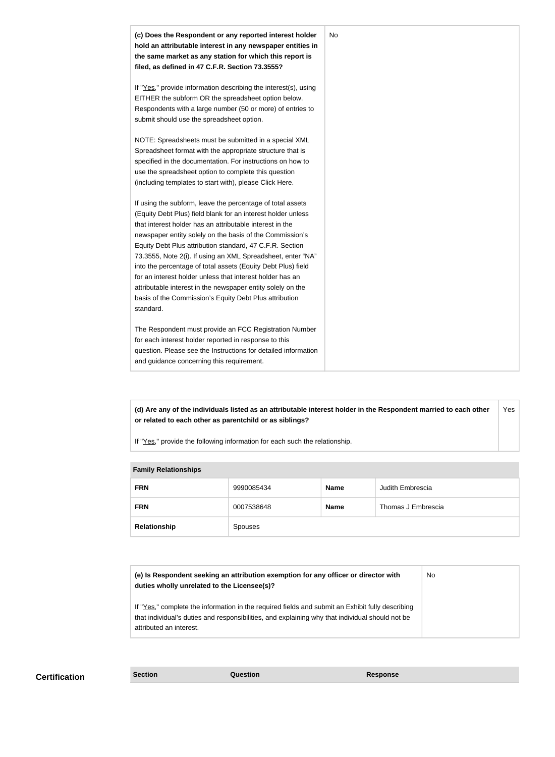| **(c) Does the Respondent or any reported interest holder hold an attributable interest in any newspaper entities in the same market as any station for which this report is filed, as defined in 47 C.F.R. Section 73.3555?**<br><br>If "Yes," provide information describing the interest(s), using EITHER the subform OR the spreadsheet option below. Respondents with a large number (50 or more) of entries to submit should use the spreadsheet option.<br><br>NOTE: Spreadsheets must be submitted in a special XML Spreadsheet format with the appropriate structure that is specified in the documentation. For instructions on how to use the spreadsheet option to complete this question (including templates to start with), please Click Here.<br><br>If using the subform, leave the percentage of total assets (Equity Debt Plus) field blank for an interest holder unless that interest holder has an attributable interest in the newspaper entity solely on the basis of the Commission's Equity Debt Plus attribution standard, 47 C.F.R. Section 73.3555, Note 2(i). If using an XML Spreadsheet, enter "NA" into the percentage of total assets (Equity Debt Plus) field for an interest holder unless that interest holder has an attributable interest in the newspaper entity solely on the basis of the Commission's Equity Debt Plus attribution standard.<br><br>The Respondent must provide an FCC Registration Number for each interest holder reported in response to this question. Please see the Instructions for detailed information and guidance concerning this requirement. | No |
|---|---|

| **(d) Are any of the individuals listed as an attributable interest holder in the Respondent married to each other or related to each other as parentchild or as siblings?**<br><br>If "Yes," provide the following information for each such the relationship. | Yes |
|---|---|

| **Family Relationships** | | | |
|---|---|---|---|
| **FRN** | 9990085434 | **Name** | Judith Embrescia |
| **FRN** | 0007538648 | **Name** | Thomas J Embrescia |
| **Relationship** | Spouses | | |

| **(e) Is Respondent seeking an attribution exemption for any officer or director with duties wholly unrelated to the Licensee(s)?**<br><br>If "Yes," complete the information in the required fields and submit an Exhibit fully describing that individual's duties and responsibilities, and explaining why that individual should not be attributed an interest. | No |
|---|---|

**Certification**

| Section | Question | Response |
|---|---|---|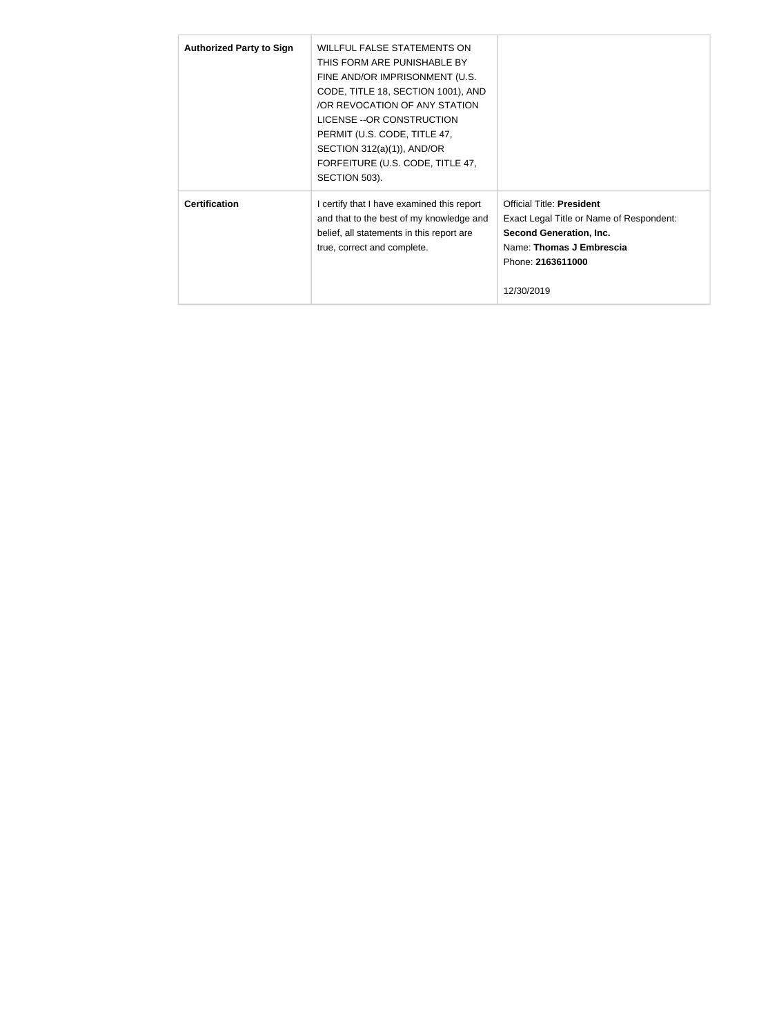| | | |
|---|---|---|
| **Authorized Party to Sign** | WILLFUL FALSE STATEMENTS ON THIS FORM ARE PUNISHABLE BY FINE AND/OR IMPRISONMENT (U.S. CODE, TITLE 18, SECTION 1001), AND /OR REVOCATION OF ANY STATION LICENSE --OR CONSTRUCTION PERMIT (U.S. CODE, TITLE 47, SECTION 312(a)(1)), AND/OR FORFEITURE (U.S. CODE, TITLE 47, SECTION 503). | |
| **Certification** | I certify that I have examined this report and that to the best of my knowledge and belief, all statements in this report are true, correct and complete. | Official Title: **President**<br>Exact Legal Title or Name of Respondent: **Second Generation, Inc.**<br>Name: **Thomas J Embrescia**<br>Phone: **2163611000**<br><br>12/30/2019 |